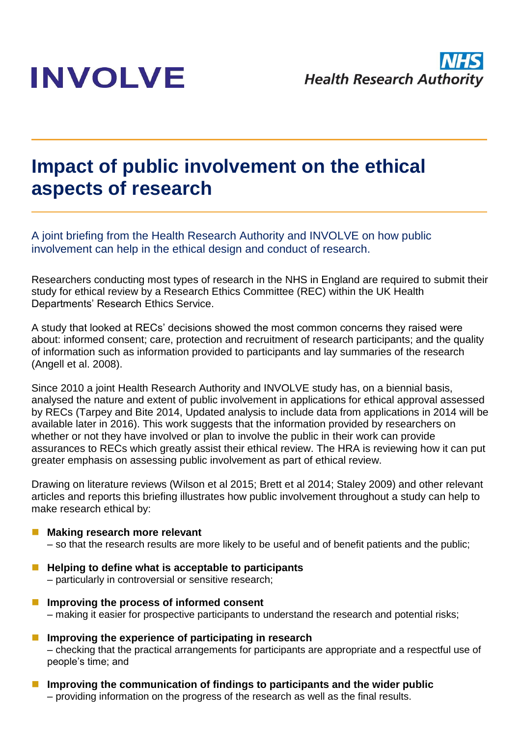INVOLVE

NHS Health Research Authority

# Impact of public involvement on the ethical aspects of research

A joint briefing from the Health Research Authority and INVOLVE on how public involvement can help in the ethical design and conduct of research.

Researchers conducting most types of research in the NHS in England are required to submit their study for ethical review by a Research Ethics Committee (REC) within the UK Health Departments' Research Ethics Service.

A study that looked at RECs' decisions showed the most common concerns they raised were about: informed consent; care, protection and recruitment of research participants; and the quality of information such as information provided to participants and lay summaries of the research (Angell et al. 2008).

Since 2010 a joint Health Research Authority and INVOLVE study has, on a biennial basis, analysed the nature and extent of public involvement in applications for ethical approval assessed by RECs (Tarpey and Bite 2014, Updated analysis to include data from applications in 2014 will be available later in 2016). This work suggests that the information provided by researchers on whether or not they have involved or plan to involve the public in their work can provide assurances to RECs which greatly assist their ethical review. The HRA is reviewing how it can put greater emphasis on assessing public involvement as part of ethical review.

Drawing on literature reviews (Wilson et al 2015; Brett et al 2014; Staley 2009) and other relevant articles and reports this briefing illustrates how public involvement throughout a study can help to make research ethical by:

- **Making research more relevant**
  – so that the research results are more likely to be useful and of benefit patients and the public;
- **Helping to define what is acceptable to participants**
  – particularly in controversial or sensitive research;
- **Improving the process of informed consent**
  – making it easier for prospective participants to understand the research and potential risks;
- **Improving the experience of participating in research**
  – checking that the practical arrangements for participants are appropriate and a respectful use of people's time; and
- **Improving the communication of findings to participants and the wider public**
  – providing information on the progress of the research as well as the final results.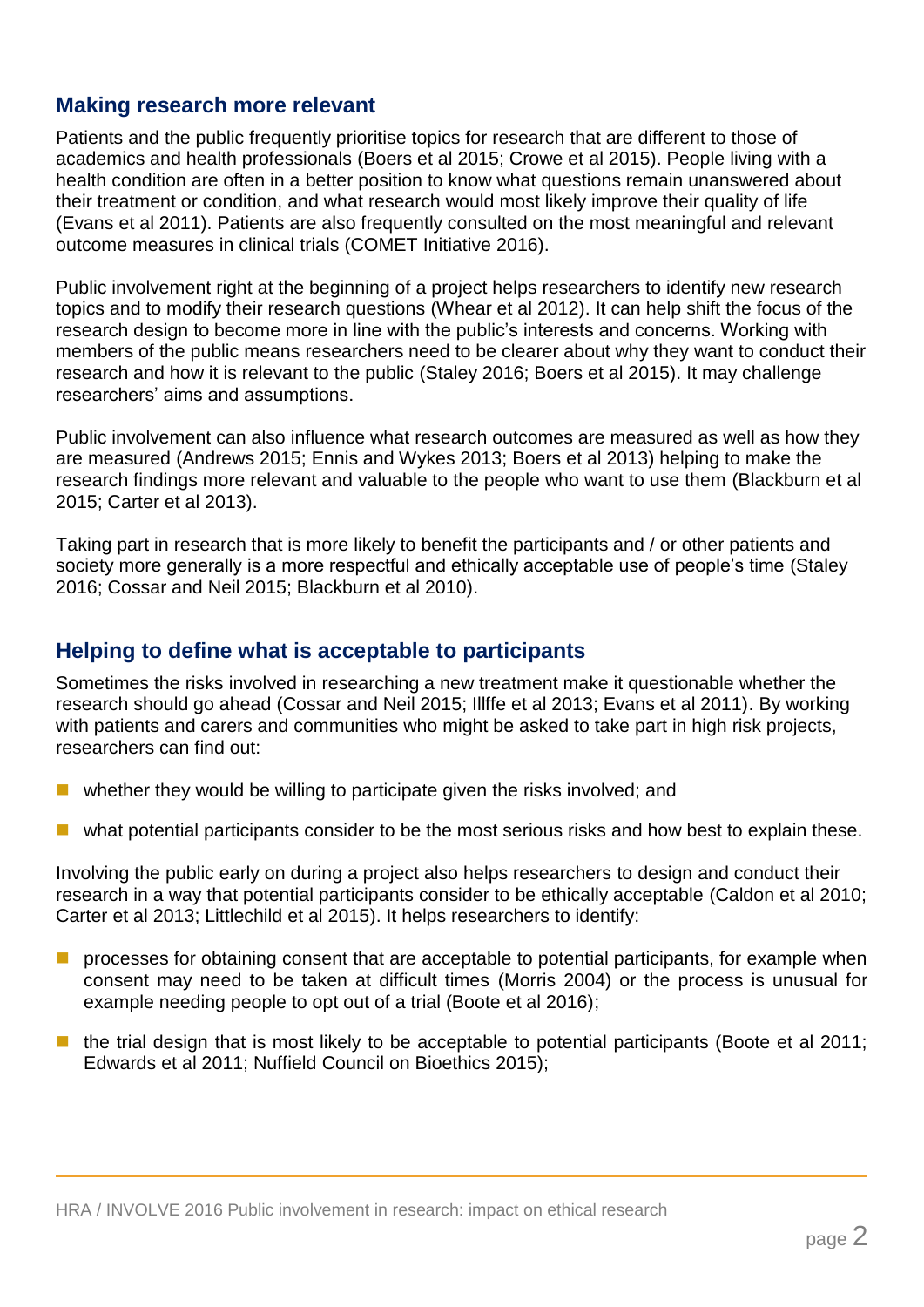## Making research more relevant

Patients and the public frequently prioritise topics for research that are different to those of academics and health professionals (Boers et al 2015; Crowe et al 2015). People living with a health condition are often in a better position to know what questions remain unanswered about their treatment or condition, and what research would most likely improve their quality of life (Evans et al 2011). Patients are also frequently consulted on the most meaningful and relevant outcome measures in clinical trials (COMET Initiative 2016).

Public involvement right at the beginning of a project helps researchers to identify new research topics and to modify their research questions (Whear et al 2012). It can help shift the focus of the research design to become more in line with the public's interests and concerns. Working with members of the public means researchers need to be clearer about why they want to conduct their research and how it is relevant to the public (Staley 2016; Boers et al 2015). It may challenge researchers' aims and assumptions.

Public involvement can also influence what research outcomes are measured as well as how they are measured (Andrews 2015; Ennis and Wykes 2013; Boers et al 2013) helping to make the research findings more relevant and valuable to the people who want to use them (Blackburn et al 2015; Carter et al 2013).

Taking part in research that is more likely to benefit the participants and / or other patients and society more generally is a more respectful and ethically acceptable use of people's time (Staley 2016; Cossar and Neil 2015; Blackburn et al 2010).

## Helping to define what is acceptable to participants

Sometimes the risks involved in researching a new treatment make it questionable whether the research should go ahead (Cossar and Neil 2015; Illffe et al 2013; Evans et al 2011). By working with patients and carers and communities who might be asked to take part in high risk projects, researchers can find out:

- whether they would be willing to participate given the risks involved; and
- what potential participants consider to be the most serious risks and how best to explain these.

Involving the public early on during a project also helps researchers to design and conduct their research in a way that potential participants consider to be ethically acceptable (Caldon et al 2010; Carter et al 2013; Littlechild et al 2015). It helps researchers to identify:

- processes for obtaining consent that are acceptable to potential participants, for example when consent may need to be taken at difficult times (Morris 2004) or the process is unusual for example needing people to opt out of a trial (Boote et al 2016);
- the trial design that is most likely to be acceptable to potential participants (Boote et al 2011; Edwards et al 2011; Nuffield Council on Bioethics 2015);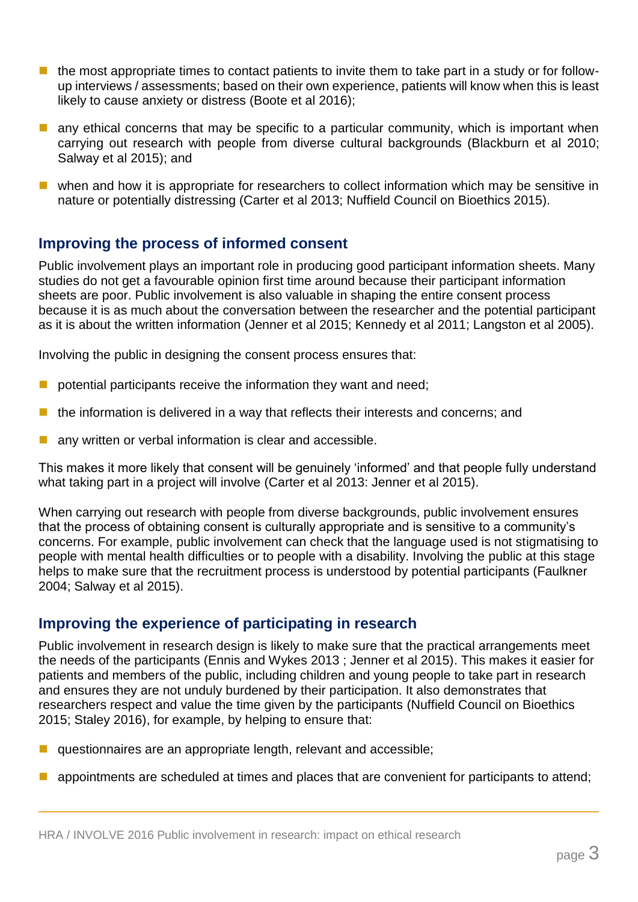- the most appropriate times to contact patients to invite them to take part in a study or for follow-up interviews / assessments; based on their own experience, patients will know when this is least likely to cause anxiety or distress (Boote et al 2016);
- any ethical concerns that may be specific to a particular community, which is important when carrying out research with people from diverse cultural backgrounds (Blackburn et al 2010; Salway et al 2015); and
- when and how it is appropriate for researchers to collect information which may be sensitive in nature or potentially distressing (Carter et al 2013; Nuffield Council on Bioethics 2015).

## Improving the process of informed consent

Public involvement plays an important role in producing good participant information sheets. Many studies do not get a favourable opinion first time around because their participant information sheets are poor. Public involvement is also valuable in shaping the entire consent process because it is as much about the conversation between the researcher and the potential participant as it is about the written information (Jenner et al 2015; Kennedy et al 2011; Langston et al 2005).

Involving the public in designing the consent process ensures that:

- potential participants receive the information they want and need;
- the information is delivered in a way that reflects their interests and concerns; and
- any written or verbal information is clear and accessible.

This makes it more likely that consent will be genuinely 'informed' and that people fully understand what taking part in a project will involve (Carter et al 2013: Jenner et al 2015).

When carrying out research with people from diverse backgrounds, public involvement ensures that the process of obtaining consent is culturally appropriate and is sensitive to a community's concerns. For example, public involvement can check that the language used is not stigmatising to people with mental health difficulties or to people with a disability. Involving the public at this stage helps to make sure that the recruitment process is understood by potential participants (Faulkner 2004; Salway et al 2015).

## Improving the experience of participating in research

Public involvement in research design is likely to make sure that the practical arrangements meet the needs of the participants (Ennis and Wykes 2013 ; Jenner et al 2015). This makes it easier for patients and members of the public, including children and young people to take part in research and ensures they are not unduly burdened by their participation. It also demonstrates that researchers respect and value the time given by the participants (Nuffield Council on Bioethics 2015; Staley 2016), for example, by helping to ensure that:

- questionnaires are an appropriate length, relevant and accessible;
- appointments are scheduled at times and places that are convenient for participants to attend;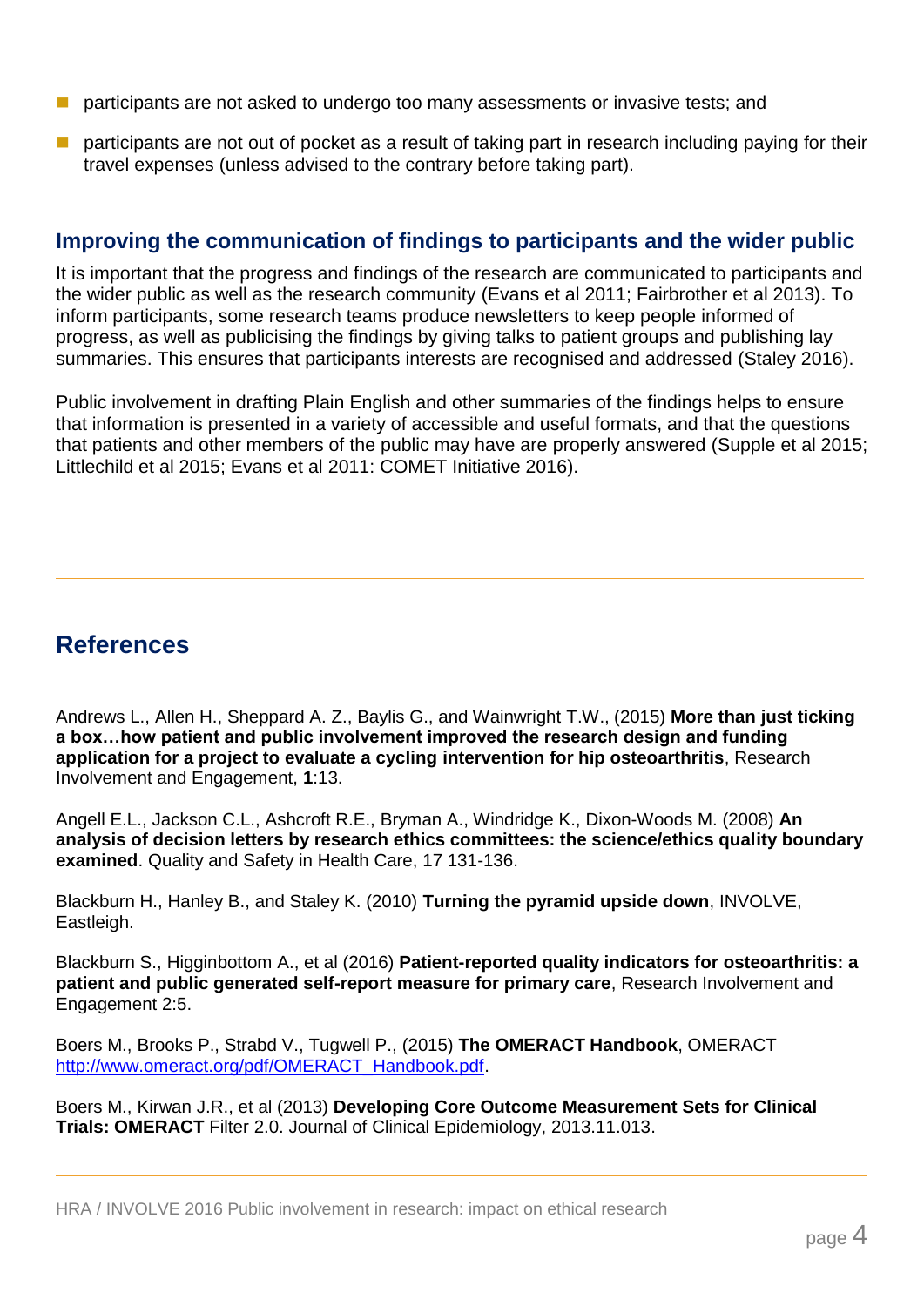- participants are not asked to undergo too many assessments or invasive tests; and
- participants are not out of pocket as a result of taking part in research including paying for their travel expenses (unless advised to the contrary before taking part).

### Improving the communication of findings to participants and the wider public

It is important that the progress and findings of the research are communicated to participants and the wider public as well as the research community (Evans et al 2011; Fairbrother et al 2013). To inform participants, some research teams produce newsletters to keep people informed of progress, as well as publicising the findings by giving talks to patient groups and publishing lay summaries. This ensures that participants interests are recognised and addressed (Staley 2016).

Public involvement in drafting Plain English and other summaries of the findings helps to ensure that information is presented in a variety of accessible and useful formats, and that the questions that patients and other members of the public may have are properly answered (Supple et al 2015; Littlechild et al 2015; Evans et al 2011: COMET Initiative 2016).

## References

Andrews L., Allen H., Sheppard A. Z., Baylis G., and Wainwright T.W., (2015) **More than just ticking a box…how patient and public involvement improved the research design and funding application for a project to evaluate a cycling intervention for hip osteoarthritis**, Research Involvement and Engagement, **1**:13.

Angell E.L., Jackson C.L., Ashcroft R.E., Bryman A., Windridge K., Dixon-Woods M. (2008) **An analysis of decision letters by research ethics committees: the science/ethics quality boundary examined**. Quality and Safety in Health Care, 17 131-136.

Blackburn H., Hanley B., and Staley K. (2010) **Turning the pyramid upside down**, INVOLVE, Eastleigh.

Blackburn S., Higginbottom A., et al (2016) **Patient-reported quality indicators for osteoarthritis: a patient and public generated self-report measure for primary care**, Research Involvement and Engagement 2:5.

Boers M., Brooks P., Strabd V., Tugwell P., (2015) **The OMERACT Handbook**, OMERACT http://www.omeract.org/pdf/OMERACT_Handbook.pdf.

Boers M., Kirwan J.R., et al (2013) **Developing Core Outcome Measurement Sets for Clinical Trials: OMERACT** Filter 2.0. Journal of Clinical Epidemiology, 2013.11.013.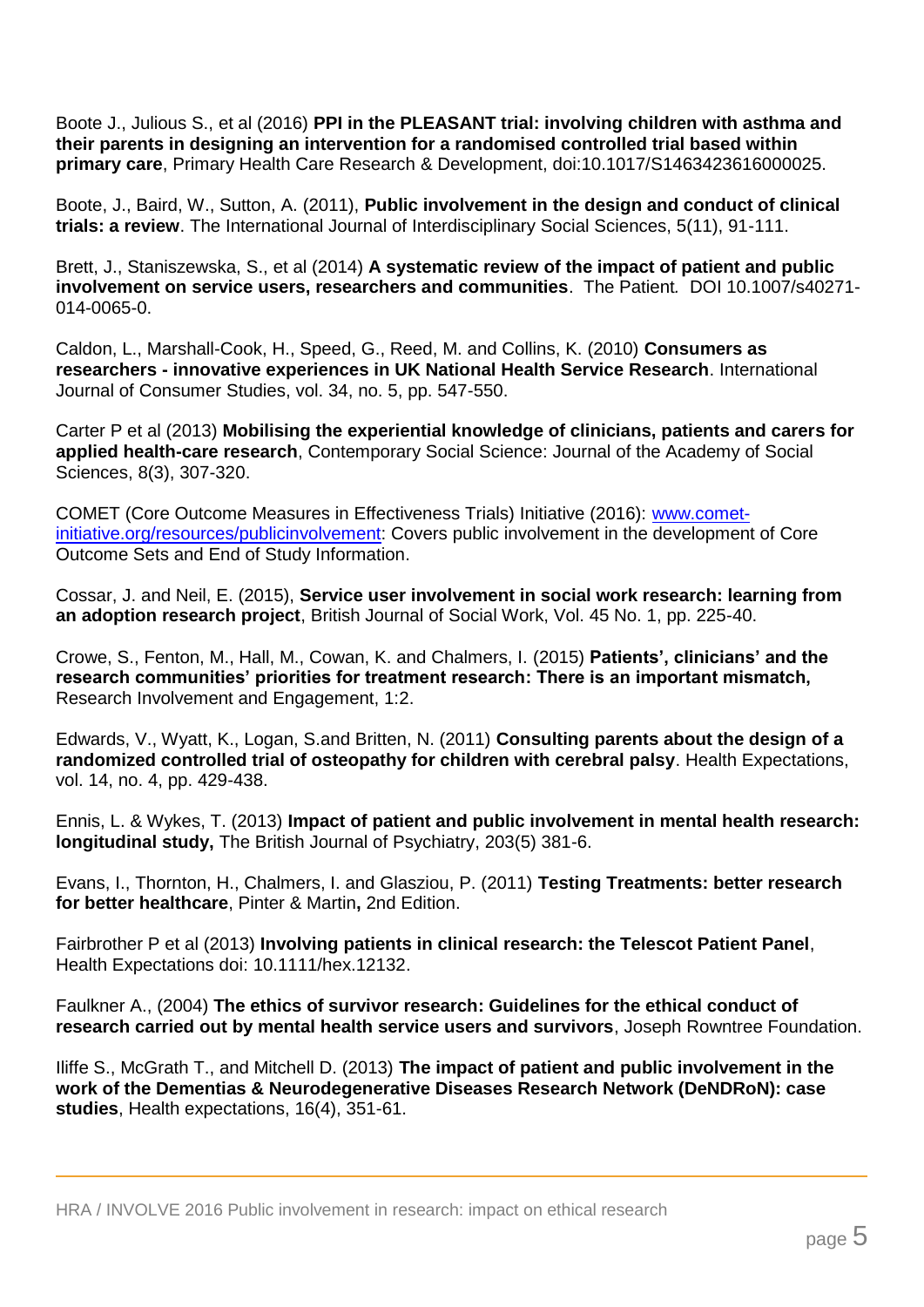Boote J., Julious S., et al (2016) **PPI in the PLEASANT trial: involving children with asthma and their parents in designing an intervention for a randomised controlled trial based within primary care**, Primary Health Care Research & Development, doi:10.1017/S1463423616000025.

Boote, J., Baird, W., Sutton, A. (2011), **Public involvement in the design and conduct of clinical trials: a review**. The International Journal of Interdisciplinary Social Sciences, 5(11), 91-111.

Brett, J., Staniszewska, S., et al (2014) **A systematic review of the impact of patient and public involvement on service users, researchers and communities**. The Patient. DOI 10.1007/s40271-014-0065-0.

Caldon, L., Marshall-Cook, H., Speed, G., Reed, M. and Collins, K. (2010) **Consumers as researchers - innovative experiences in UK National Health Service Research**. International Journal of Consumer Studies, vol. 34, no. 5, pp. 547-550.

Carter P et al (2013) **Mobilising the experiential knowledge of clinicians, patients and carers for applied health-care research**, Contemporary Social Science: Journal of the Academy of Social Sciences, 8(3), 307-320.

COMET (Core Outcome Measures in Effectiveness Trials) Initiative (2016): [www.comet-initiative.org/resources/publicinvolvement](www.comet-initiative.org/resources/publicinvolvement): Covers public involvement in the development of Core Outcome Sets and End of Study Information.

Cossar, J. and Neil, E. (2015), **Service user involvement in social work research: learning from an adoption research project**, British Journal of Social Work, Vol. 45 No. 1, pp. 225-40.

Crowe, S., Fenton, M., Hall, M., Cowan, K. and Chalmers, I. (2015) **Patients', clinicians' and the research communities' priorities for treatment research: There is an important mismatch,** Research Involvement and Engagement, 1:2.

Edwards, V., Wyatt, K., Logan, S.and Britten, N. (2011) **Consulting parents about the design of a randomized controlled trial of osteopathy for children with cerebral palsy**. Health Expectations, vol. 14, no. 4, pp. 429-438.

Ennis, L. & Wykes, T. (2013) **Impact of patient and public involvement in mental health research: longitudinal study,** The British Journal of Psychiatry, 203(5) 381-6.

Evans, I., Thornton, H., Chalmers, I. and Glasziou, P. (2011) **Testing Treatments: better research for better healthcare**, Pinter & Martin**,** 2nd Edition.

Fairbrother P et al (2013) **Involving patients in clinical research: the Telescot Patient Panel**, Health Expectations doi: 10.1111/hex.12132.

Faulkner A., (2004) **The ethics of survivor research: Guidelines for the ethical conduct of research carried out by mental health service users and survivors**, Joseph Rowntree Foundation.

Iliffe S., McGrath T., and Mitchell D. (2013) **The impact of patient and public involvement in the work of the Dementias & Neurodegenerative Diseases Research Network (DeNDRoN): case studies**, Health expectations, 16(4), 351-61.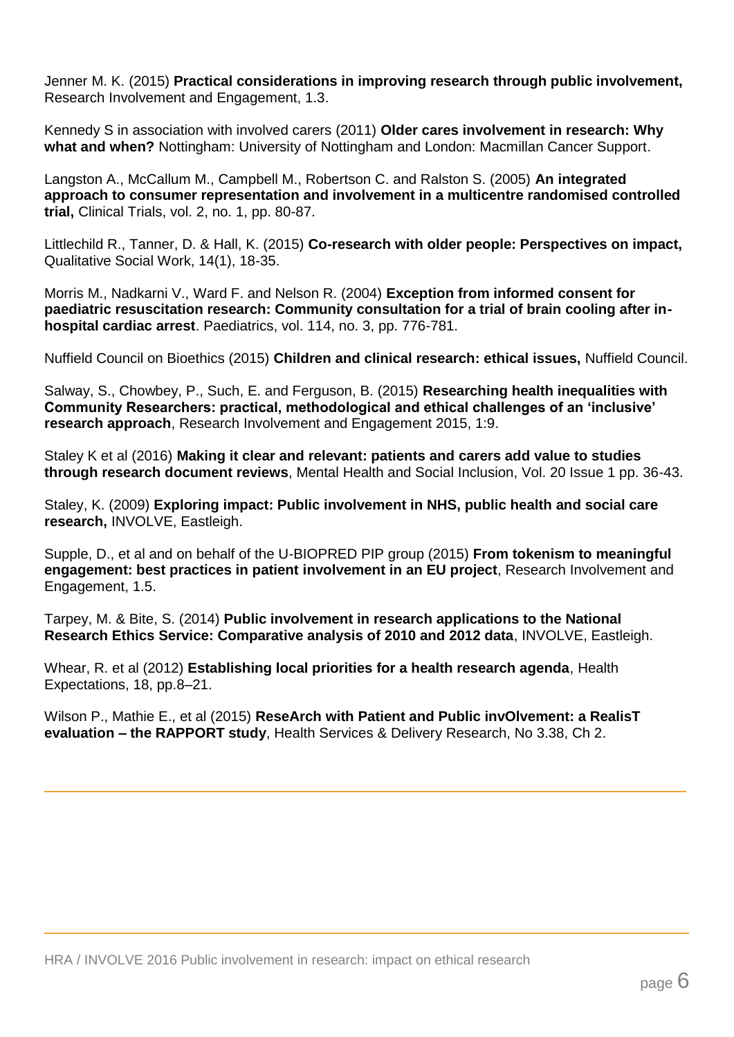Jenner M. K. (2015) **Practical considerations in improving research through public involvement,** Research Involvement and Engagement, 1.3.

Kennedy S in association with involved carers (2011) **Older cares involvement in research: Why what and when?** Nottingham: University of Nottingham and London: Macmillan Cancer Support.

Langston A., McCallum M., Campbell M., Robertson C. and Ralston S. (2005) **An integrated approach to consumer representation and involvement in a multicentre randomised controlled trial,** Clinical Trials, vol. 2, no. 1, pp. 80-87.

Littlechild R., Tanner, D. & Hall, K. (2015) **Co-research with older people: Perspectives on impact,** Qualitative Social Work, 14(1), 18-35.

Morris M., Nadkarni V., Ward F. and Nelson R. (2004) **Exception from informed consent for paediatric resuscitation research: Community consultation for a trial of brain cooling after in-hospital cardiac arrest**. Paediatrics, vol. 114, no. 3, pp. 776-781.

Nuffield Council on Bioethics (2015) **Children and clinical research: ethical issues,** Nuffield Council.

Salway, S., Chowbey, P., Such, E. and Ferguson, B. (2015) **Researching health inequalities with Community Researchers: practical, methodological and ethical challenges of an 'inclusive' research approach**, Research Involvement and Engagement 2015, 1:9.

Staley K et al (2016) **Making it clear and relevant: patients and carers add value to studies through research document reviews**, Mental Health and Social Inclusion, Vol. 20 Issue 1 pp. 36-43.

Staley, K. (2009) **Exploring impact: Public involvement in NHS, public health and social care research,** INVOLVE, Eastleigh.

Supple, D., et al and on behalf of the U-BIOPRED PIP group (2015) **From tokenism to meaningful engagement: best practices in patient involvement in an EU project**, Research Involvement and Engagement, 1.5.

Tarpey, M. & Bite, S. (2014) **Public involvement in research applications to the National Research Ethics Service: Comparative analysis of 2010 and 2012 data**, INVOLVE, Eastleigh.

Whear, R. et al (2012) **Establishing local priorities for a health research agenda**, Health Expectations, 18, pp.8–21.

Wilson P., Mathie E., et al (2015) **ReseArch with Patient and Public invOlvement: a RealisT evaluation – the RAPPORT study**, Health Services & Delivery Research, No 3.38, Ch 2.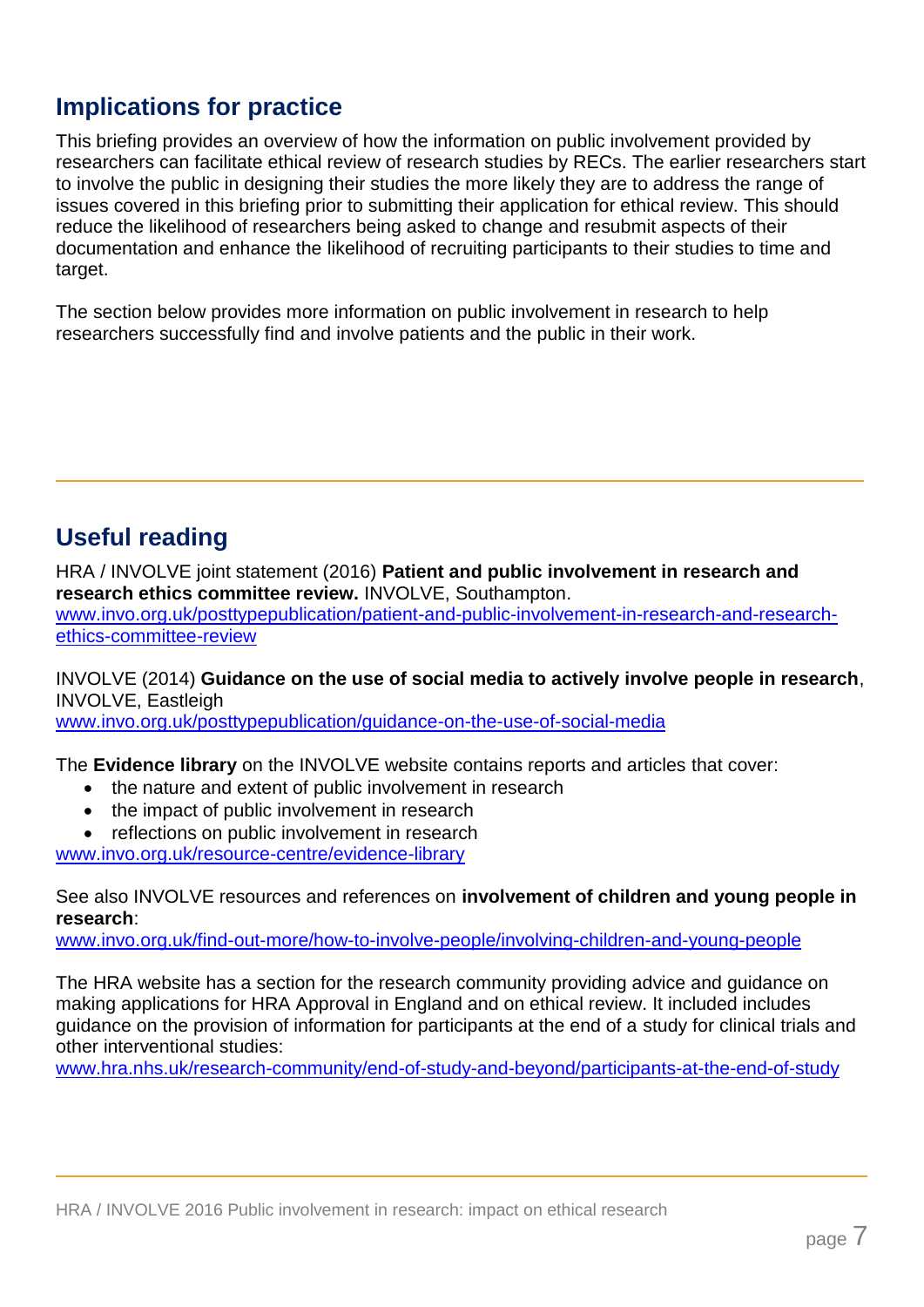## Implications for practice

This briefing provides an overview of how the information on public involvement provided by researchers can facilitate ethical review of research studies by RECs. The earlier researchers start to involve the public in designing their studies the more likely they are to address the range of issues covered in this briefing prior to submitting their application for ethical review. This should reduce the likelihood of researchers being asked to change and resubmit aspects of their documentation and enhance the likelihood of recruiting participants to their studies to time and target.

The section below provides more information on public involvement in research to help researchers successfully find and involve patients and the public in their work.

---

## Useful reading

HRA / INVOLVE joint statement (2016) **Patient and public involvement in research and research ethics committee review.** INVOLVE, Southampton.
[www.invo.org.uk/posttypepublication/patient-and-public-involvement-in-research-and-research-ethics-committee-review](www.invo.org.uk/posttypepublication/patient-and-public-involvement-in-research-and-research-ethics-committee-review)

INVOLVE (2014) **Guidance on the use of social media to actively involve people in research**, INVOLVE, Eastleigh
[www.invo.org.uk/posttypepublication/guidance-on-the-use-of-social-media](www.invo.org.uk/posttypepublication/guidance-on-the-use-of-social-media)

The **Evidence library** on the INVOLVE website contains reports and articles that cover:

- the nature and extent of public involvement in research
- the impact of public involvement in research
- reflections on public involvement in research

[www.invo.org.uk/resource-centre/evidence-library](www.invo.org.uk/resource-centre/evidence-library)

See also INVOLVE resources and references on **involvement of children and young people in research**:
[www.invo.org.uk/find-out-more/how-to-involve-people/involving-children-and-young-people](www.invo.org.uk/find-out-more/how-to-involve-people/involving-children-and-young-people)

The HRA website has a section for the research community providing advice and guidance on making applications for HRA Approval in England and on ethical review. It included includes guidance on the provision of information for participants at the end of a study for clinical trials and other interventional studies:
[www.hra.nhs.uk/research-community/end-of-study-and-beyond/participants-at-the-end-of-study](www.hra.nhs.uk/research-community/end-of-study-and-beyond/participants-at-the-end-of-study)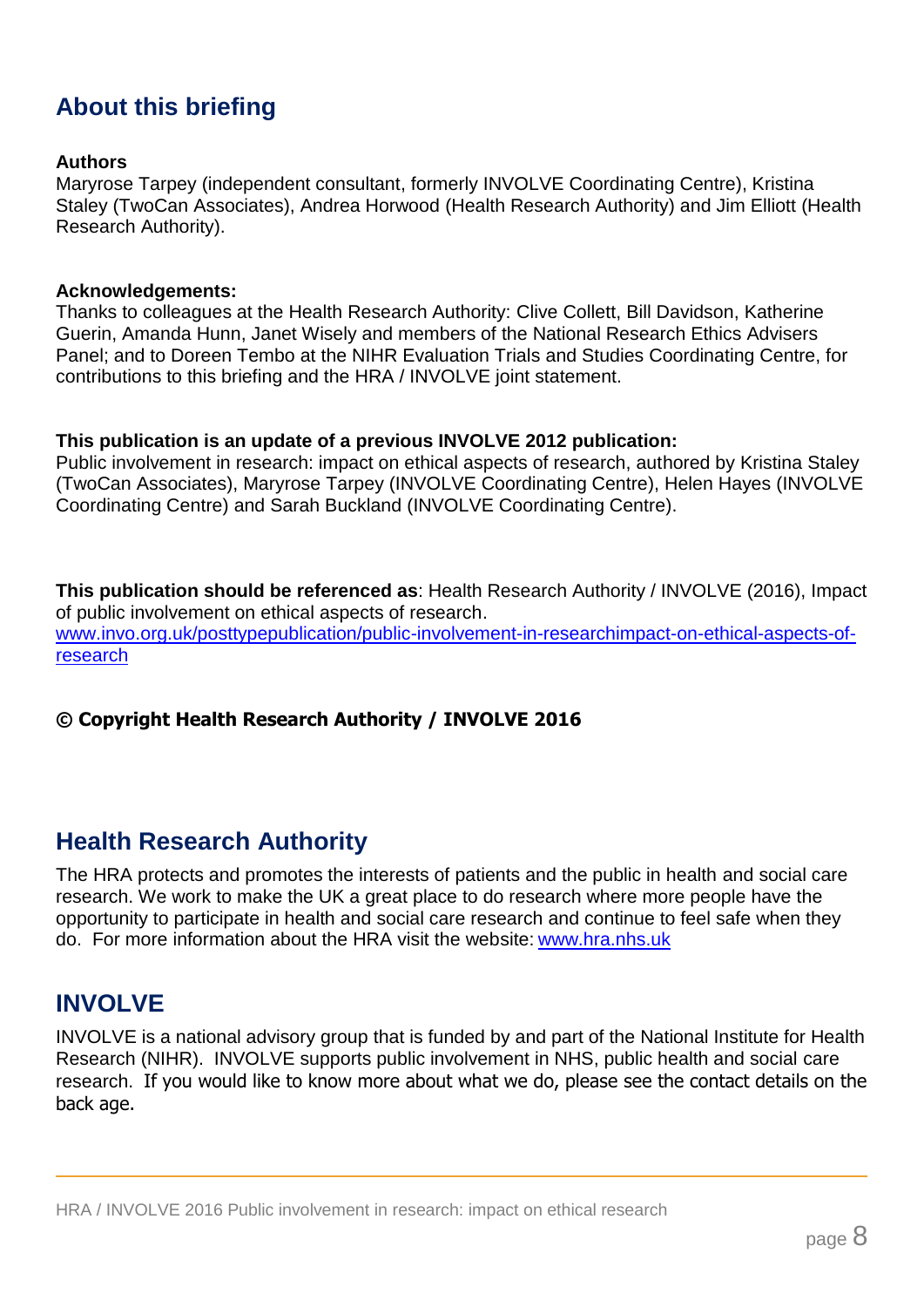## About this briefing

**Authors**

Maryrose Tarpey (independent consultant, formerly INVOLVE Coordinating Centre), Kristina Staley (TwoCan Associates), Andrea Horwood (Health Research Authority) and Jim Elliott (Health Research Authority).

**Acknowledgements:**

Thanks to colleagues at the Health Research Authority: Clive Collett, Bill Davidson, Katherine Guerin, Amanda Hunn, Janet Wisely and members of the National Research Ethics Advisers Panel; and to Doreen Tembo at the NIHR Evaluation Trials and Studies Coordinating Centre, for contributions to this briefing and the HRA / INVOLVE joint statement.

**This publication is an update of a previous INVOLVE 2012 publication:**

Public involvement in research: impact on ethical aspects of research, authored by Kristina Staley (TwoCan Associates), Maryrose Tarpey (INVOLVE Coordinating Centre), Helen Hayes (INVOLVE Coordinating Centre) and Sarah Buckland (INVOLVE Coordinating Centre).

**This publication should be referenced as**: Health Research Authority / INVOLVE (2016), Impact of public involvement on ethical aspects of research. [www.invo.org.uk/posttypepublication/public-involvement-in-researchimpact-on-ethical-aspects-of-research](www.invo.org.uk/posttypepublication/public-involvement-in-researchimpact-on-ethical-aspects-of-research)

**© Copyright Health Research Authority / INVOLVE 2016**

## Health Research Authority

The HRA protects and promotes the interests of patients and the public in health and social care research. We work to make the UK a great place to do research where more people have the opportunity to participate in health and social care research and continue to feel safe when they do. For more information about the HRA visit the website: [www.hra.nhs.uk](www.hra.nhs.uk)

## INVOLVE

INVOLVE is a national advisory group that is funded by and part of the National Institute for Health Research (NIHR). INVOLVE supports public involvement in NHS, public health and social care research. If you would like to know more about what we do, please see the contact details on the back age.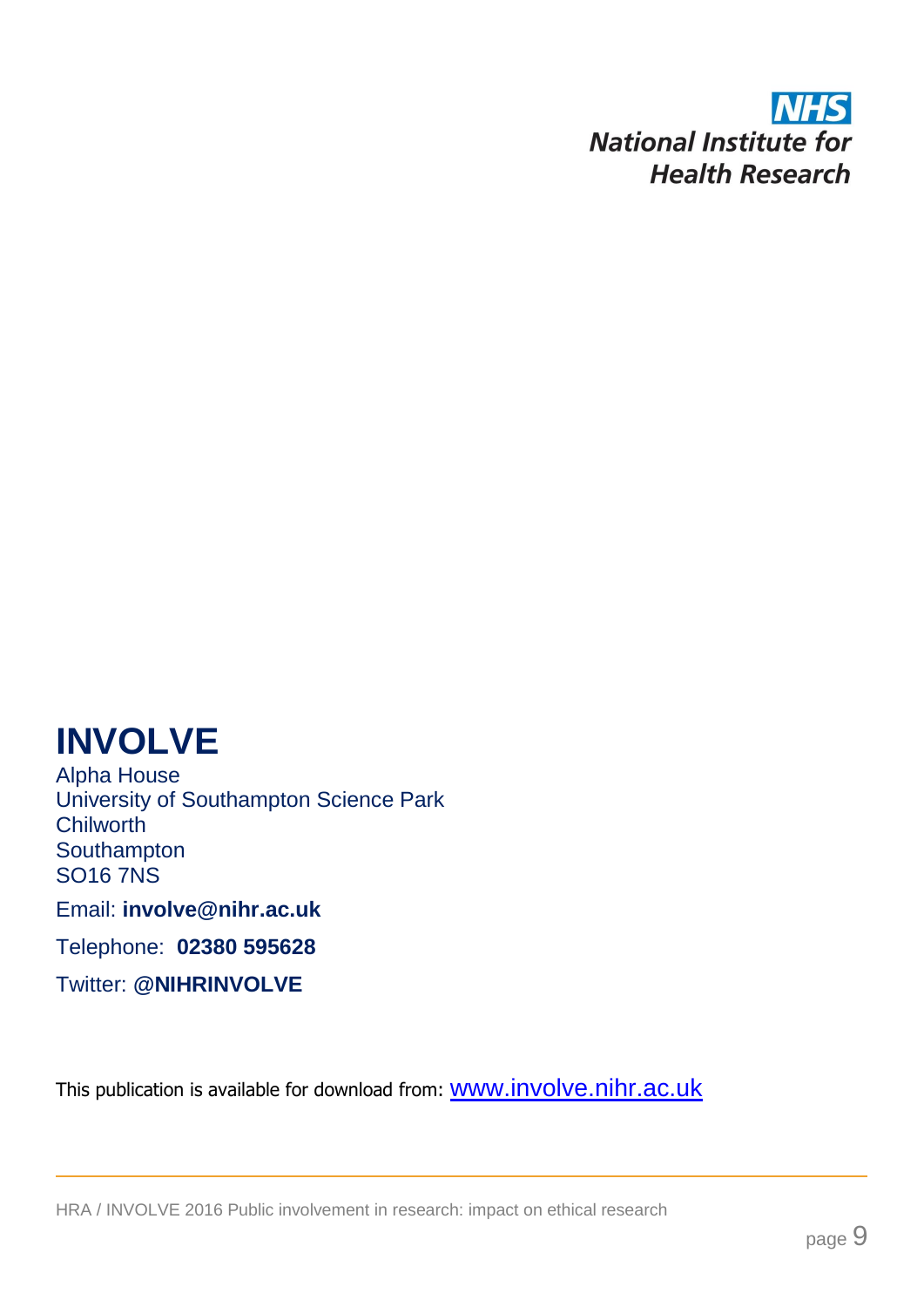NHS
National Institute for
Health Research

# INVOLVE

Alpha House
University of Southampton Science Park
Chilworth
Southampton
SO16 7NS

Email: **involve@nihr.ac.uk**

Telephone: **02380 595628**

Twitter: **@NIHRINVOLVE**

This publication is available for download from: www.involve.nihr.ac.uk